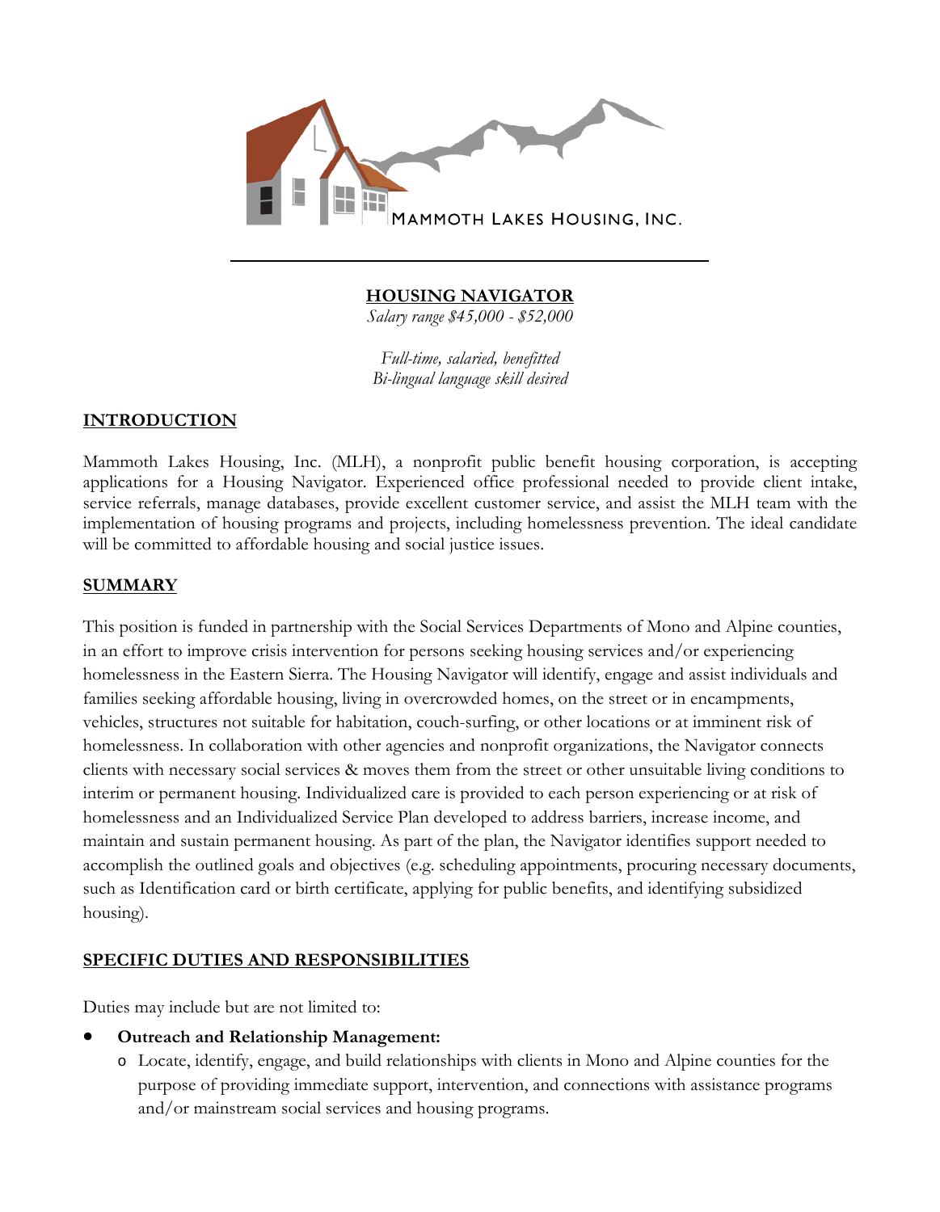MAMMOTH LAKES HOUSING, INC.

# HOUSING NAVIGATOR

*Salary range $45,000 - $52,000*

*Full-time, salaried, benefitted*
*Bi-lingual language skill desired*

## INTRODUCTION

Mammoth Lakes Housing, Inc. (MLH), a nonprofit public benefit housing corporation, is accepting applications for a Housing Navigator. Experienced office professional needed to provide client intake, service referrals, manage databases, provide excellent customer service, and assist the MLH team with the implementation of housing programs and projects, including homelessness prevention. The ideal candidate will be committed to affordable housing and social justice issues.

## SUMMARY

This position is funded in partnership with the Social Services Departments of Mono and Alpine counties, in an effort to improve crisis intervention for persons seeking housing services and/or experiencing homelessness in the Eastern Sierra. The Housing Navigator will identify, engage and assist individuals and families seeking affordable housing, living in overcrowded homes, on the street or in encampments, vehicles, structures not suitable for habitation, couch-surfing, or other locations or at imminent risk of homelessness. In collaboration with other agencies and nonprofit organizations, the Navigator connects clients with necessary social services & moves them from the street or other unsuitable living conditions to interim or permanent housing. Individualized care is provided to each person experiencing or at risk of homelessness and an Individualized Service Plan developed to address barriers, increase income, and maintain and sustain permanent housing. As part of the plan, the Navigator identifies support needed to accomplish the outlined goals and objectives (e.g. scheduling appointments, procuring necessary documents, such as Identification card or birth certificate, applying for public benefits, and identifying subsidized housing).

## SPECIFIC DUTIES AND RESPONSIBILITIES

Duties may include but are not limited to:

- **Outreach and Relationship Management:**
  - Locate, identify, engage, and build relationships with clients in Mono and Alpine counties for the purpose of providing immediate support, intervention, and connections with assistance programs and/or mainstream social services and housing programs.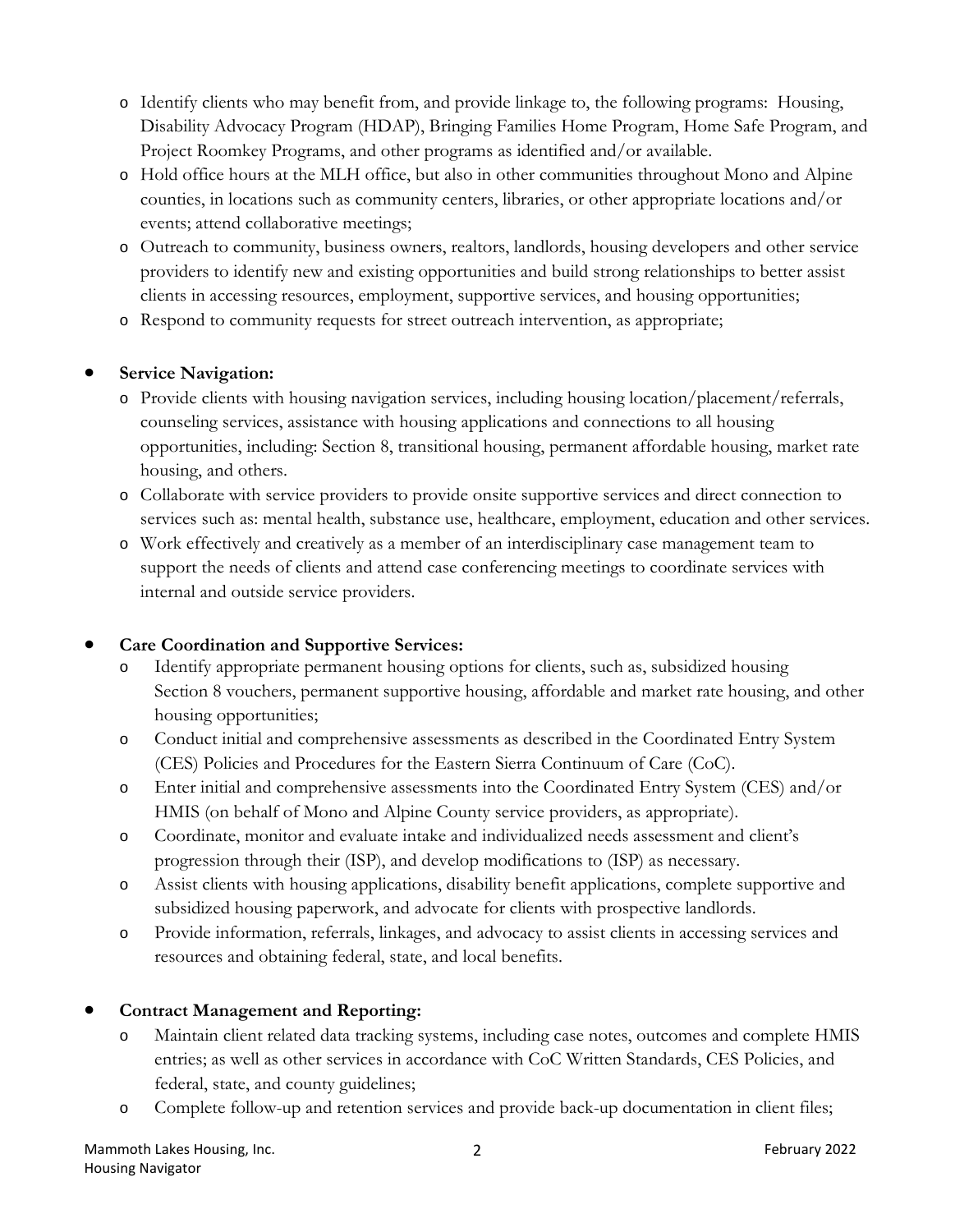- Identify clients who may benefit from, and provide linkage to, the following programs: Housing, Disability Advocacy Program (HDAP), Bringing Families Home Program, Home Safe Program, and Project Roomkey Programs, and other programs as identified and/or available.
- Hold office hours at the MLH office, but also in other communities throughout Mono and Alpine counties, in locations such as community centers, libraries, or other appropriate locations and/or events; attend collaborative meetings;
- Outreach to community, business owners, realtors, landlords, housing developers and other service providers to identify new and existing opportunities and build strong relationships to better assist clients in accessing resources, employment, supportive services, and housing opportunities;
- Respond to community requests for street outreach intervention, as appropriate;

- **Service Navigation:**
  - Provide clients with housing navigation services, including housing location/placement/referrals, counseling services, assistance with housing applications and connections to all housing opportunities, including: Section 8, transitional housing, permanent affordable housing, market rate housing, and others.
  - Collaborate with service providers to provide onsite supportive services and direct connection to services such as: mental health, substance use, healthcare, employment, education and other services.
  - Work effectively and creatively as a member of an interdisciplinary case management team to support the needs of clients and attend case conferencing meetings to coordinate services with internal and outside service providers.

- **Care Coordination and Supportive Services:**
  - Identify appropriate permanent housing options for clients, such as, subsidized housing Section 8 vouchers, permanent supportive housing, affordable and market rate housing, and other housing opportunities;
  - Conduct initial and comprehensive assessments as described in the Coordinated Entry System (CES) Policies and Procedures for the Eastern Sierra Continuum of Care (CoC).
  - Enter initial and comprehensive assessments into the Coordinated Entry System (CES) and/or HMIS (on behalf of Mono and Alpine County service providers, as appropriate).
  - Coordinate, monitor and evaluate intake and individualized needs assessment and client's progression through their (ISP), and develop modifications to (ISP) as necessary.
  - Assist clients with housing applications, disability benefit applications, complete supportive and subsidized housing paperwork, and advocate for clients with prospective landlords.
  - Provide information, referrals, linkages, and advocacy to assist clients in accessing services and resources and obtaining federal, state, and local benefits.

- **Contract Management and Reporting:**
  - Maintain client related data tracking systems, including case notes, outcomes and complete HMIS entries; as well as other services in accordance with CoC Written Standards, CES Policies, and federal, state, and county guidelines;
  - Complete follow-up and retention services and provide back-up documentation in client files;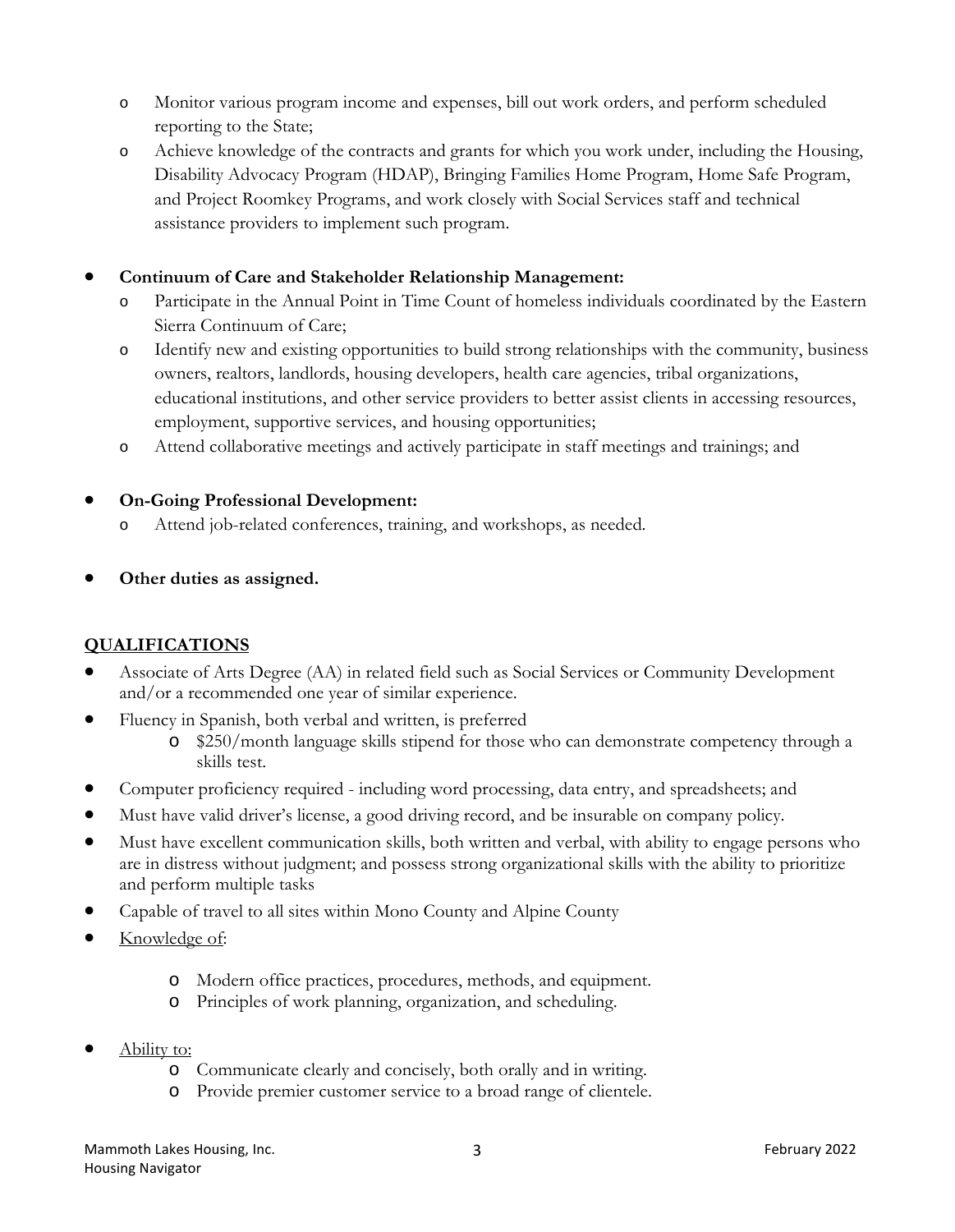- Monitor various program income and expenses, bill out work orders, and perform scheduled reporting to the State;
- Achieve knowledge of the contracts and grants for which you work under, including the Housing, Disability Advocacy Program (HDAP), Bringing Families Home Program, Home Safe Program, and Project Roomkey Programs, and work closely with Social Services staff and technical assistance providers to implement such program.

- **Continuum of Care and Stakeholder Relationship Management:**
  - Participate in the Annual Point in Time Count of homeless individuals coordinated by the Eastern Sierra Continuum of Care;
  - Identify new and existing opportunities to build strong relationships with the community, business owners, realtors, landlords, housing developers, health care agencies, tribal organizations, educational institutions, and other service providers to better assist clients in accessing resources, employment, supportive services, and housing opportunities;
  - Attend collaborative meetings and actively participate in staff meetings and trainings; and

- **On-Going Professional Development:**
  - Attend job-related conferences, training, and workshops, as needed.

- **Other duties as assigned.**

## QUALIFICATIONS

- Associate of Arts Degree (AA) in related field such as Social Services or Community Development and/or a recommended one year of similar experience.
- Fluency in Spanish, both verbal and written, is preferred
  - $250/month language skills stipend for those who can demonstrate competency through a skills test.
- Computer proficiency required - including word processing, data entry, and spreadsheets; and
- Must have valid driver's license, a good driving record, and be insurable on company policy.
- Must have excellent communication skills, both written and verbal, with ability to engage persons who are in distress without judgment; and possess strong organizational skills with the ability to prioritize and perform multiple tasks
- Capable of travel to all sites within Mono County and Alpine County
- Knowledge of:
  - Modern office practices, procedures, methods, and equipment.
  - Principles of work planning, organization, and scheduling.
- Ability to:
  - Communicate clearly and concisely, both orally and in writing.
  - Provide premier customer service to a broad range of clientele.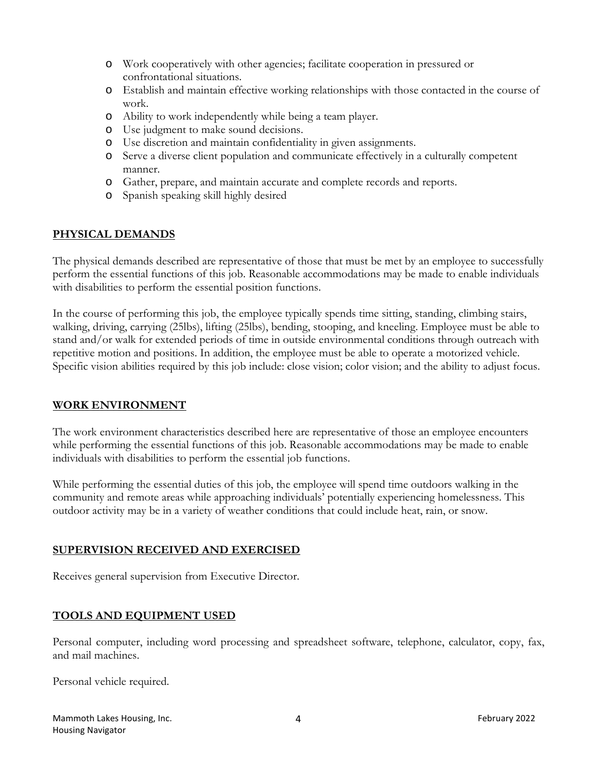- Work cooperatively with other agencies; facilitate cooperation in pressured or confrontational situations.
- Establish and maintain effective working relationships with those contacted in the course of work.
- Ability to work independently while being a team player.
- Use judgment to make sound decisions.
- Use discretion and maintain confidentiality in given assignments.
- Serve a diverse client population and communicate effectively in a culturally competent manner.
- Gather, prepare, and maintain accurate and complete records and reports.
- Spanish speaking skill highly desired

## PHYSICAL DEMANDS

The physical demands described are representative of those that must be met by an employee to successfully perform the essential functions of this job. Reasonable accommodations may be made to enable individuals with disabilities to perform the essential position functions.

In the course of performing this job, the employee typically spends time sitting, standing, climbing stairs, walking, driving, carrying (25lbs), lifting (25lbs), bending, stooping, and kneeling. Employee must be able to stand and/or walk for extended periods of time in outside environmental conditions through outreach with repetitive motion and positions. In addition, the employee must be able to operate a motorized vehicle. Specific vision abilities required by this job include: close vision; color vision; and the ability to adjust focus.

## WORK ENVIRONMENT

The work environment characteristics described here are representative of those an employee encounters while performing the essential functions of this job. Reasonable accommodations may be made to enable individuals with disabilities to perform the essential job functions.

While performing the essential duties of this job, the employee will spend time outdoors walking in the community and remote areas while approaching individuals' potentially experiencing homelessness. This outdoor activity may be in a variety of weather conditions that could include heat, rain, or snow.

## SUPERVISION RECEIVED AND EXERCISED

Receives general supervision from Executive Director.

## TOOLS AND EQUIPMENT USED

Personal computer, including word processing and spreadsheet software, telephone, calculator, copy, fax, and mail machines.

Personal vehicle required.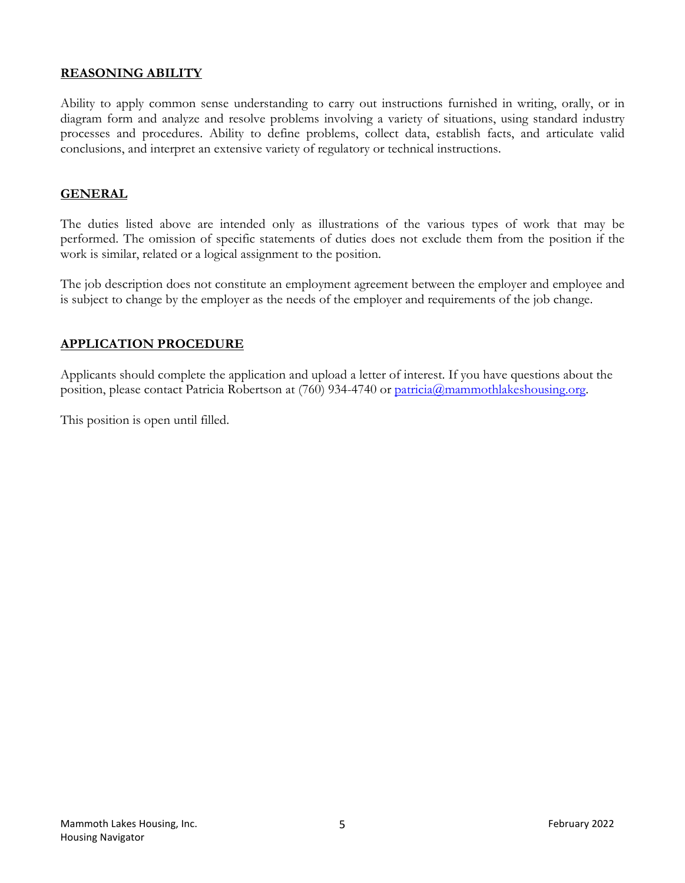## REASONING ABILITY

Ability to apply common sense understanding to carry out instructions furnished in writing, orally, or in diagram form and analyze and resolve problems involving a variety of situations, using standard industry processes and procedures. Ability to define problems, collect data, establish facts, and articulate valid conclusions, and interpret an extensive variety of regulatory or technical instructions.

## GENERAL

The duties listed above are intended only as illustrations of the various types of work that may be performed. The omission of specific statements of duties does not exclude them from the position if the work is similar, related or a logical assignment to the position.

The job description does not constitute an employment agreement between the employer and employee and is subject to change by the employer as the needs of the employer and requirements of the job change.

## APPLICATION PROCEDURE

Applicants should complete the application and upload a letter of interest. If you have questions about the position, please contact Patricia Robertson at (760) 934-4740 or patricia@mammothlakeshousing.org.

This position is open until filled.